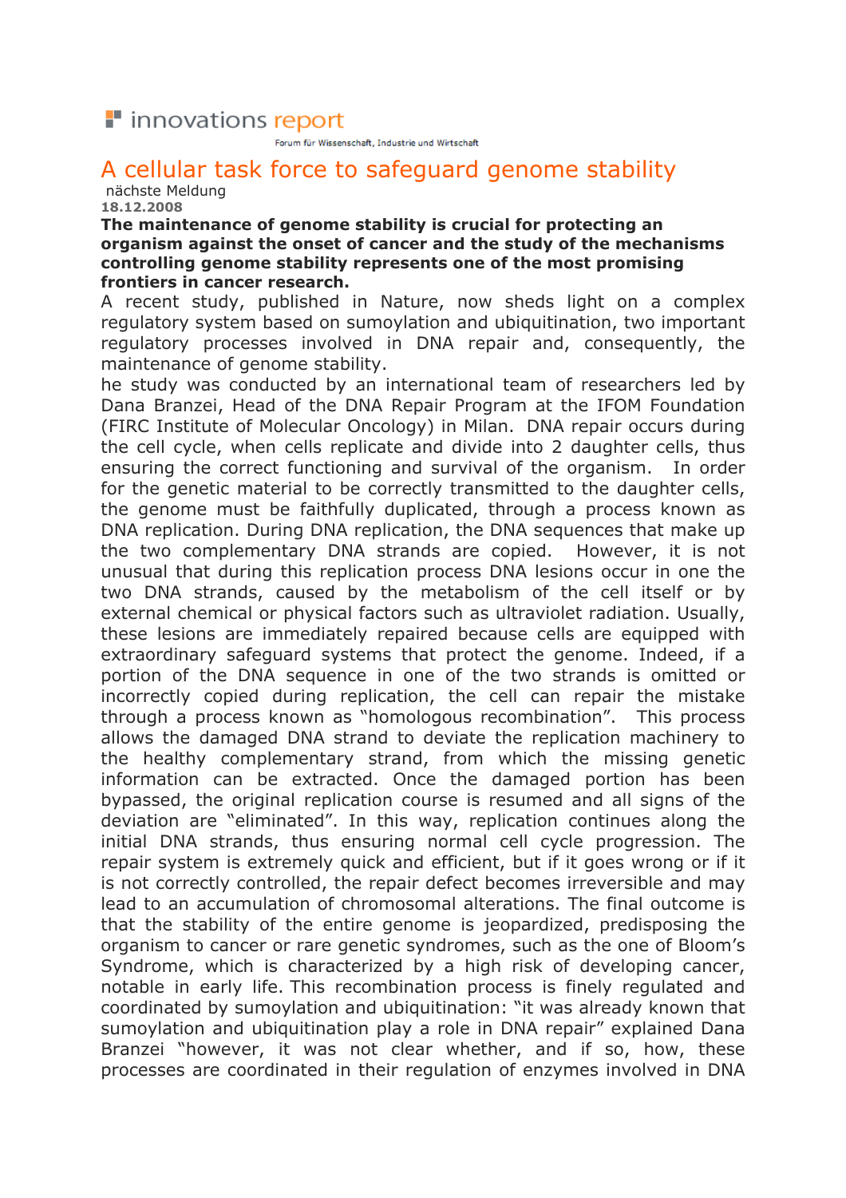innovations report

Forum für Wissenschaft, Industrie und Wirtschaft

# A cellular task force to safeguard genome stability

nächste Meldung

**18.12.2008**

**The maintenance of genome stability is crucial for protecting an organism against the onset of cancer and the study of the mechanisms controlling genome stability represents one of the most promising frontiers in cancer research.**

A recent study, published in Nature, now sheds light on a complex regulatory system based on sumoylation and ubiquitination, two important regulatory processes involved in DNA repair and, consequently, the maintenance of genome stability.

he study was conducted by an international team of researchers led by Dana Branzei, Head of the DNA Repair Program at the IFOM Foundation (FIRC Institute of Molecular Oncology) in Milan. DNA repair occurs during the cell cycle, when cells replicate and divide into 2 daughter cells, thus ensuring the correct functioning and survival of the organism. In order for the genetic material to be correctly transmitted to the daughter cells, the genome must be faithfully duplicated, through a process known as DNA replication. During DNA replication, the DNA sequences that make up the two complementary DNA strands are copied. However, it is not unusual that during this replication process DNA lesions occur in one the two DNA strands, caused by the metabolism of the cell itself or by external chemical or physical factors such as ultraviolet radiation. Usually, these lesions are immediately repaired because cells are equipped with extraordinary safeguard systems that protect the genome. Indeed, if a portion of the DNA sequence in one of the two strands is omitted or incorrectly copied during replication, the cell can repair the mistake through a process known as "homologous recombination". This process allows the damaged DNA strand to deviate the replication machinery to the healthy complementary strand, from which the missing genetic information can be extracted. Once the damaged portion has been bypassed, the original replication course is resumed and all signs of the deviation are "eliminated". In this way, replication continues along the initial DNA strands, thus ensuring normal cell cycle progression. The repair system is extremely quick and efficient, but if it goes wrong or if it is not correctly controlled, the repair defect becomes irreversible and may lead to an accumulation of chromosomal alterations. The final outcome is that the stability of the entire genome is jeopardized, predisposing the organism to cancer or rare genetic syndromes, such as the one of Bloom's Syndrome, which is characterized by a high risk of developing cancer, notable in early life. This recombination process is finely regulated and coordinated by sumoylation and ubiquitination: "it was already known that sumoylation and ubiquitination play a role in DNA repair" explained Dana Branzei "however, it was not clear whether, and if so, how, these processes are coordinated in their regulation of enzymes involved in DNA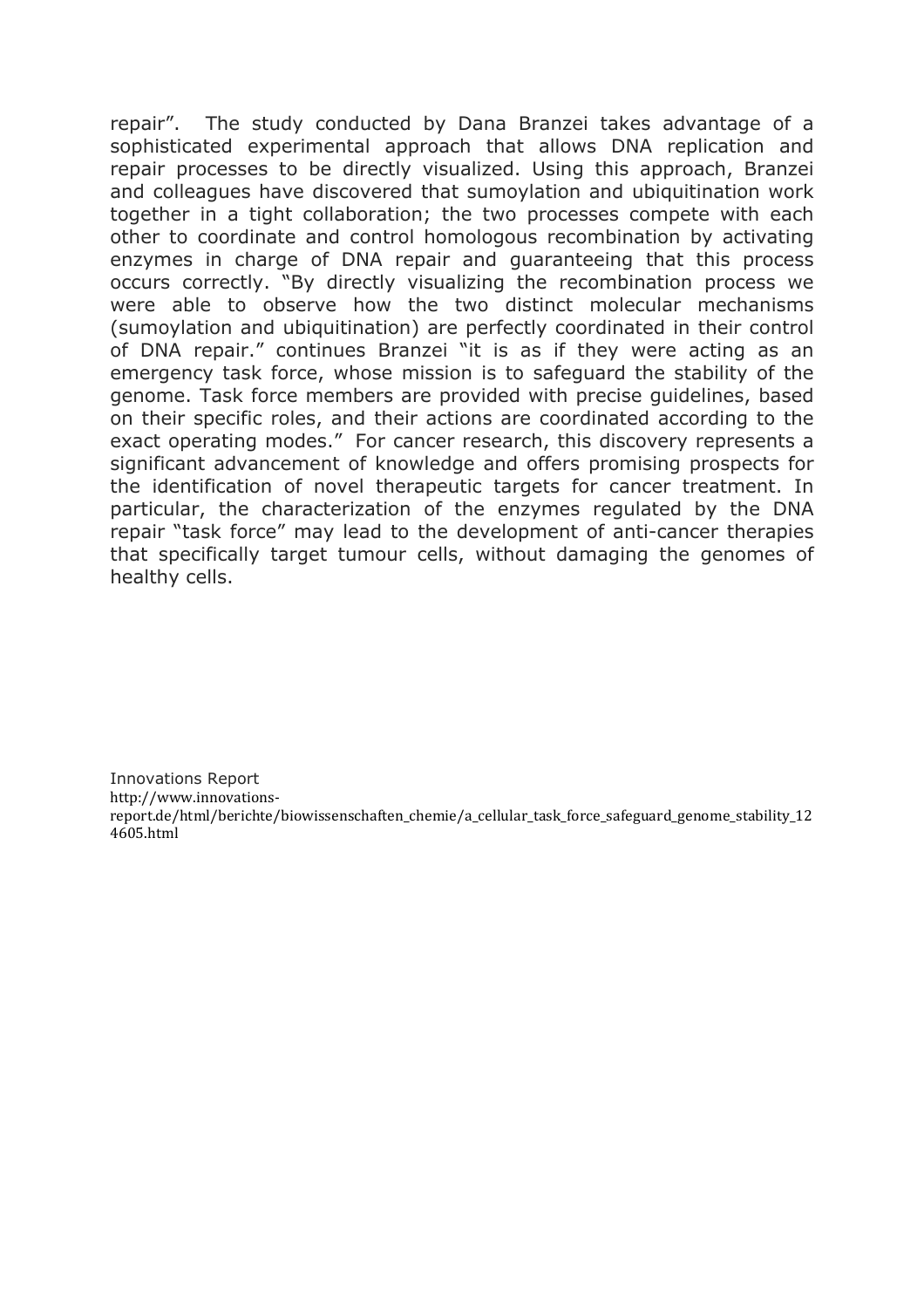repair". The study conducted by Dana Branzei takes advantage of a sophisticated experimental approach that allows DNA replication and repair processes to be directly visualized. Using this approach, Branzei and colleagues have discovered that sumoylation and ubiquitination work together in a tight collaboration; the two processes compete with each other to coordinate and control homologous recombination by activating enzymes in charge of DNA repair and guaranteeing that this process occurs correctly. "By directly visualizing the recombination process we were able to observe how the two distinct molecular mechanisms (sumoylation and ubiquitination) are perfectly coordinated in their control of DNA repair." continues Branzei "it is as if they were acting as an emergency task force, whose mission is to safeguard the stability of the genome. Task force members are provided with precise guidelines, based on their specific roles, and their actions are coordinated according to the exact operating modes." For cancer research, this discovery represents a significant advancement of knowledge and offers promising prospects for the identification of novel therapeutic targets for cancer treatment. In particular, the characterization of the enzymes regulated by the DNA repair "task force" may lead to the development of anti-cancer therapies that specifically target tumour cells, without damaging the genomes of healthy cells.

Innovations Report
http://www.innovations-report.de/html/berichte/biowissenschaften_chemie/a_cellular_task_force_safeguard_genome_stability_124605.html